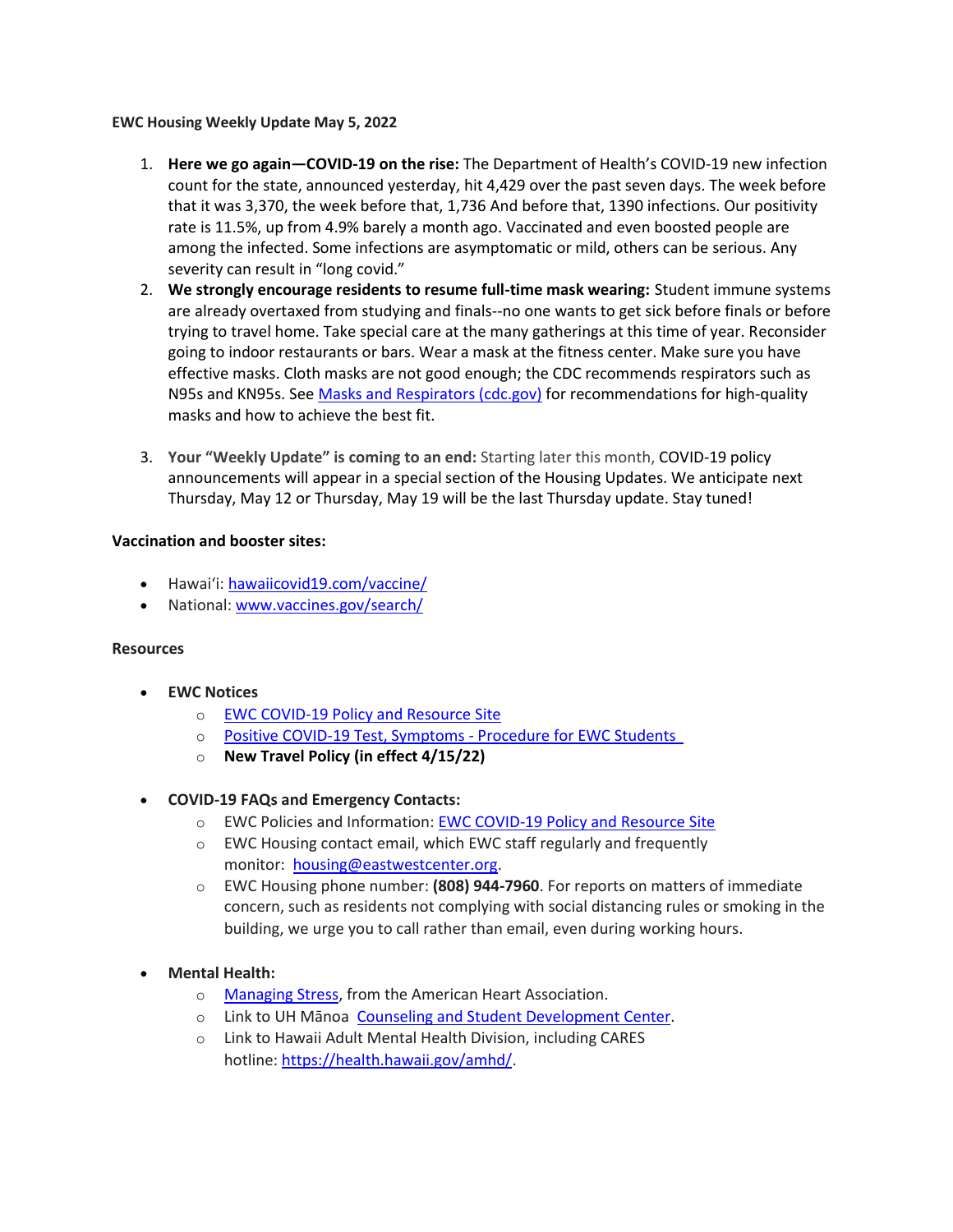**EWC Housing Weekly Update May 5, 2022**

1. **Here we go again—COVID-19 on the rise:** The Department of Health's COVID-19 new infection count for the state, announced yesterday, hit 4,429 over the past seven days. The week before that it was 3,370, the week before that, 1,736 And before that, 1390 infections. Our positivity rate is 11.5%, up from 4.9% barely a month ago. Vaccinated and even boosted people are among the infected. Some infections are asymptomatic or mild, others can be serious. Any severity can result in "long covid."
2. **We strongly encourage residents to resume full-time mask wearing:** Student immune systems are already overtaxed from studying and finals--no one wants to get sick before finals or before trying to travel home. Take special care at the many gatherings at this time of year. Reconsider going to indoor restaurants or bars. Wear a mask at the fitness center. Make sure you have effective masks. Cloth masks are not good enough; the CDC recommends respirators such as N95s and KN95s. See Masks and Respirators (cdc.gov) for recommendations for high-quality masks and how to achieve the best fit.
3. **Your "Weekly Update" is coming to an end:** Starting later this month, COVID-19 policy announcements will appear in a special section of the Housing Updates. We anticipate next Thursday, May 12 or Thursday, May 19 will be the last Thursday update. Stay tuned!

**Vaccination and booster sites:**

- Hawaiʻi: hawaiicovid19.com/vaccine/
- National: www.vaccines.gov/search/

**Resources**

- **EWC Notices**
  - EWC COVID-19 Policy and Resource Site
  - Positive COVID-19 Test, Symptoms - Procedure for EWC Students
  - **New Travel Policy (in effect 4/15/22)**
- **COVID-19 FAQs and Emergency Contacts:**
  - EWC Policies and Information: EWC COVID-19 Policy and Resource Site
  - EWC Housing contact email, which EWC staff regularly and frequently monitor: housing@eastwestcenter.org.
  - EWC Housing phone number: **(808) 944-7960**. For reports on matters of immediate concern, such as residents not complying with social distancing rules or smoking in the building, we urge you to call rather than email, even during working hours.
- **Mental Health:**
  - Managing Stress, from the American Heart Association.
  - Link to UH Mānoa Counseling and Student Development Center.
  - Link to Hawaii Adult Mental Health Division, including CARES hotline: https://health.hawaii.gov/amhd/.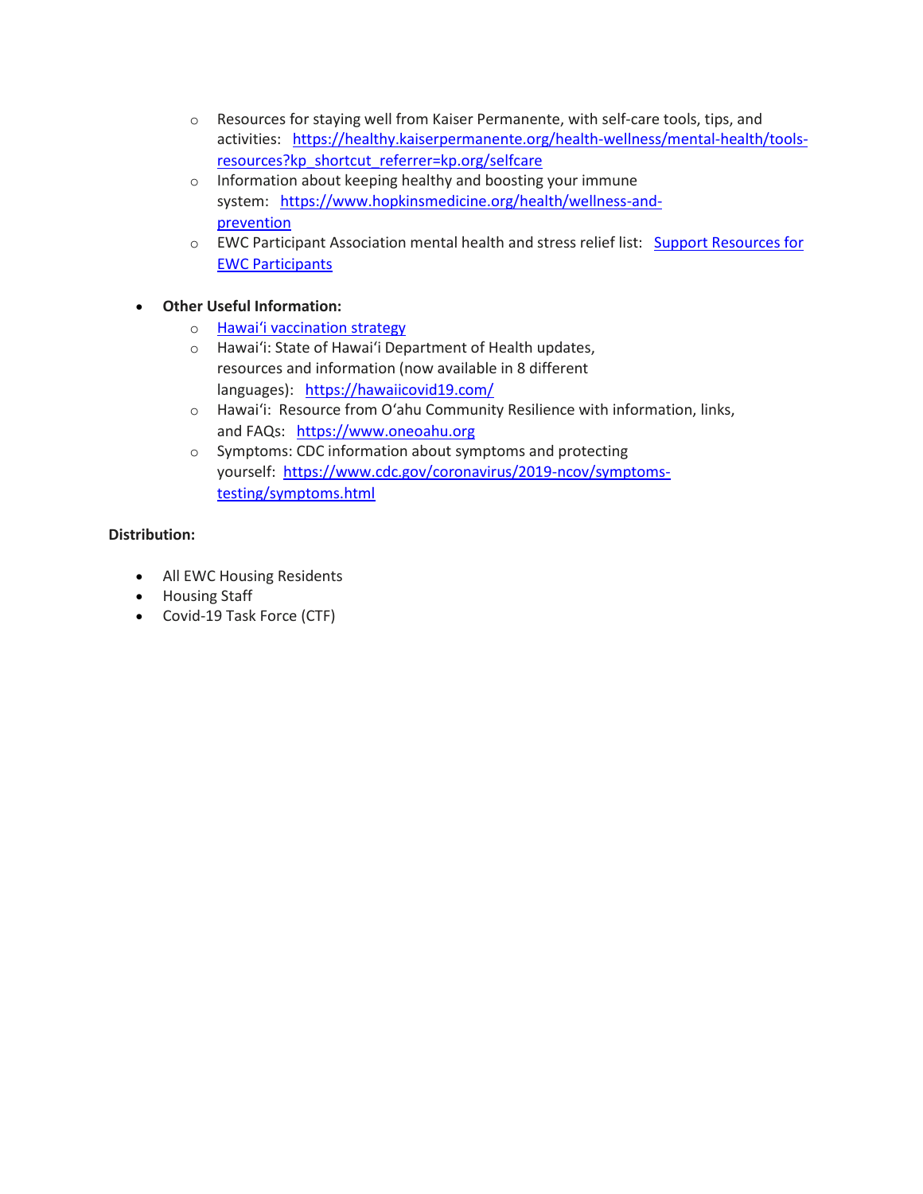- Resources for staying well from Kaiser Permanente, with self-care tools, tips, and activities: https://healthy.kaiserpermanente.org/health-wellness/mental-health/tools-resources?kp_shortcut_referrer=kp.org/selfcare
  - Information about keeping healthy and boosting your immune system: https://www.hopkinsmedicine.org/health/wellness-and-prevention
  - EWC Participant Association mental health and stress relief list: Support Resources for EWC Participants

- **Other Useful Information:**
  - Hawaiʻi vaccination strategy
  - Hawaiʻi: State of Hawaiʻi Department of Health updates, resources and information (now available in 8 different languages): https://hawaiicovid19.com/
  - Hawaiʻi: Resource from Oʻahu Community Resilience with information, links, and FAQs: https://www.oneoahu.org
  - Symptoms: CDC information about symptoms and protecting yourself: https://www.cdc.gov/coronavirus/2019-ncov/symptoms-testing/symptoms.html

**Distribution:**

- All EWC Housing Residents
- Housing Staff
- Covid-19 Task Force (CTF)